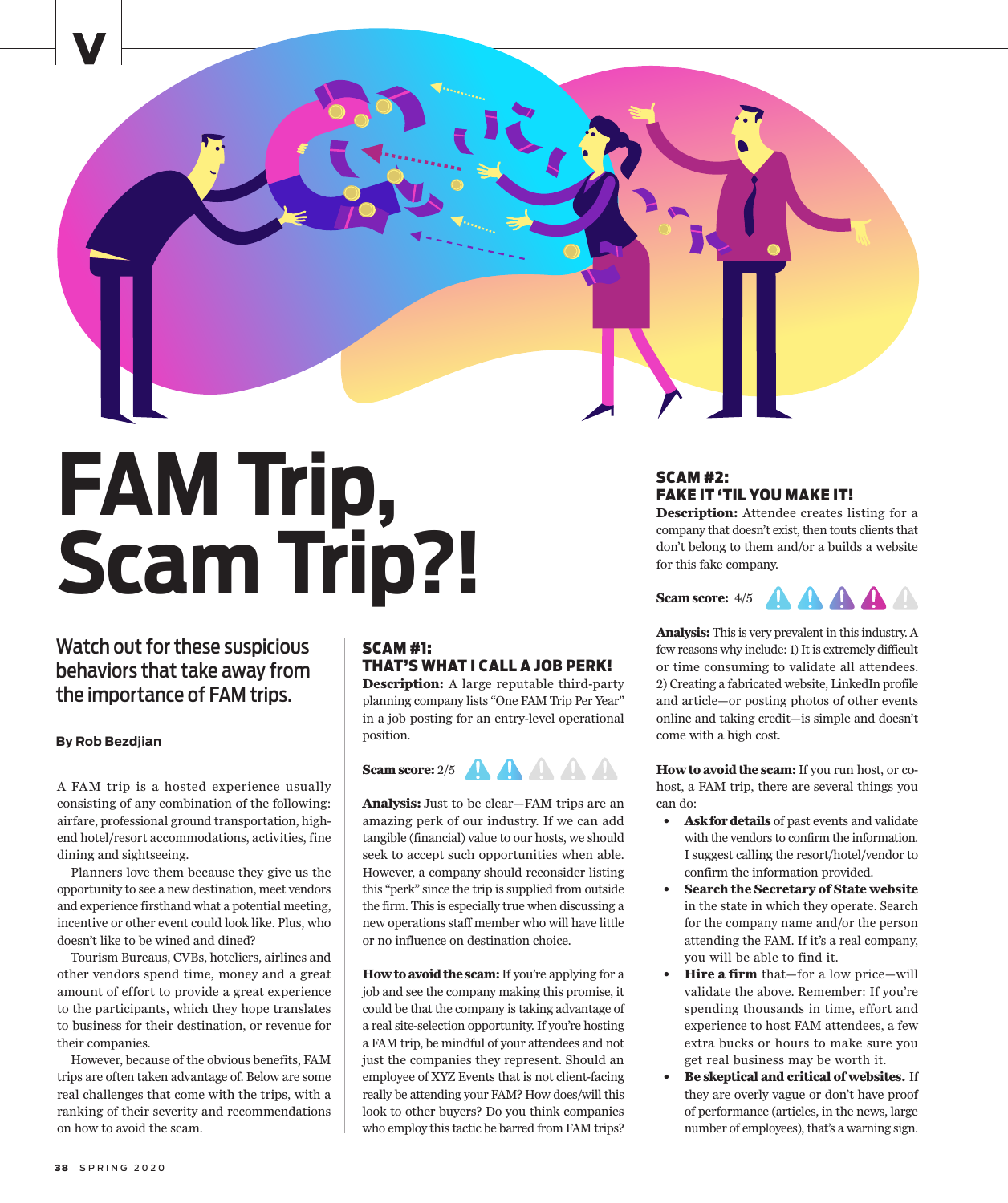# FAM Trip, Scam Trip?!

## Watch out for these suspicious behaviors that take away from the importance of FAM trips.

**By Rob Bezdjian**

A FAM trip is a hosted experience usually consisting of any combination of the following: airfare, professional ground transportation, high-end hotel/resort accommodations, activities, fine dining and sightseeing.

Planners love them because they give us the opportunity to see a new destination, meet vendors and experience firsthand what a potential meeting, incentive or other event could look like. Plus, who doesn't like to be wined and dined?

Tourism Bureaus, CVBs, hoteliers, airlines and other vendors spend time, money and a great amount of effort to provide a great experience to the participants, which they hope translates to business for their destination, or revenue for their companies.

However, because of the obvious benefits, FAM trips are often taken advantage of. Below are some real challenges that come with the trips, with a ranking of their severity and recommendations on how to avoid the scam.

### SCAM #1: THAT'S WHAT I CALL A JOB PERK!

**Description:** A large reputable third-party planning company lists "One FAM Trip Per Year" in a job posting for an entry-level operational position.

**Scam score:** 2/5

**Analysis:** Just to be clear—FAM trips are an amazing perk of our industry. If we can add tangible (financial) value to our hosts, we should seek to accept such opportunities when able. However, a company should reconsider listing this "perk" since the trip is supplied from outside the firm. This is especially true when discussing a new operations staff member who will have little or no influence on destination choice.

**How to avoid the scam:** If you're applying for a job and see the company making this promise, it could be that the company is taking advantage of a real site-selection opportunity. If you're hosting a FAM trip, be mindful of your attendees and not just the companies they represent. Should an employee of XYZ Events that is not client-facing really be attending your FAM? How does/will this look to other buyers? Do you think companies who employ this tactic be barred from FAM trips?

### SCAM #2: FAKE IT 'TIL YOU MAKE IT!

**Description:** Attendee creates listing for a company that doesn't exist, then touts clients that don't belong to them and/or a builds a website for this fake company.

**Scam score:** 4/5

**Analysis:** This is very prevalent in this industry. A few reasons why include: 1) It is extremely difficult or time consuming to validate all attendees. 2) Creating a fabricated website, LinkedIn profile and article—or posting photos of other events online and taking credit—is simple and doesn't come with a high cost.

**How to avoid the scam:** If you run host, or co-host, a FAM trip, there are several things you can do:

- **Ask for details** of past events and validate with the vendors to confirm the information. I suggest calling the resort/hotel/vendor to confirm the information provided.
- **Search the Secretary of State website** in the state in which they operate. Search for the company name and/or the person attending the FAM. If it's a real company, you will be able to find it.
- **Hire a firm** that—for a low price—will validate the above. Remember: If you're spending thousands in time, effort and experience to host FAM attendees, a few extra bucks or hours to make sure you get real business may be worth it.
- **Be skeptical and critical of websites.** If they are overly vague or don't have proof of performance (articles, in the news, large number of employees), that's a warning sign.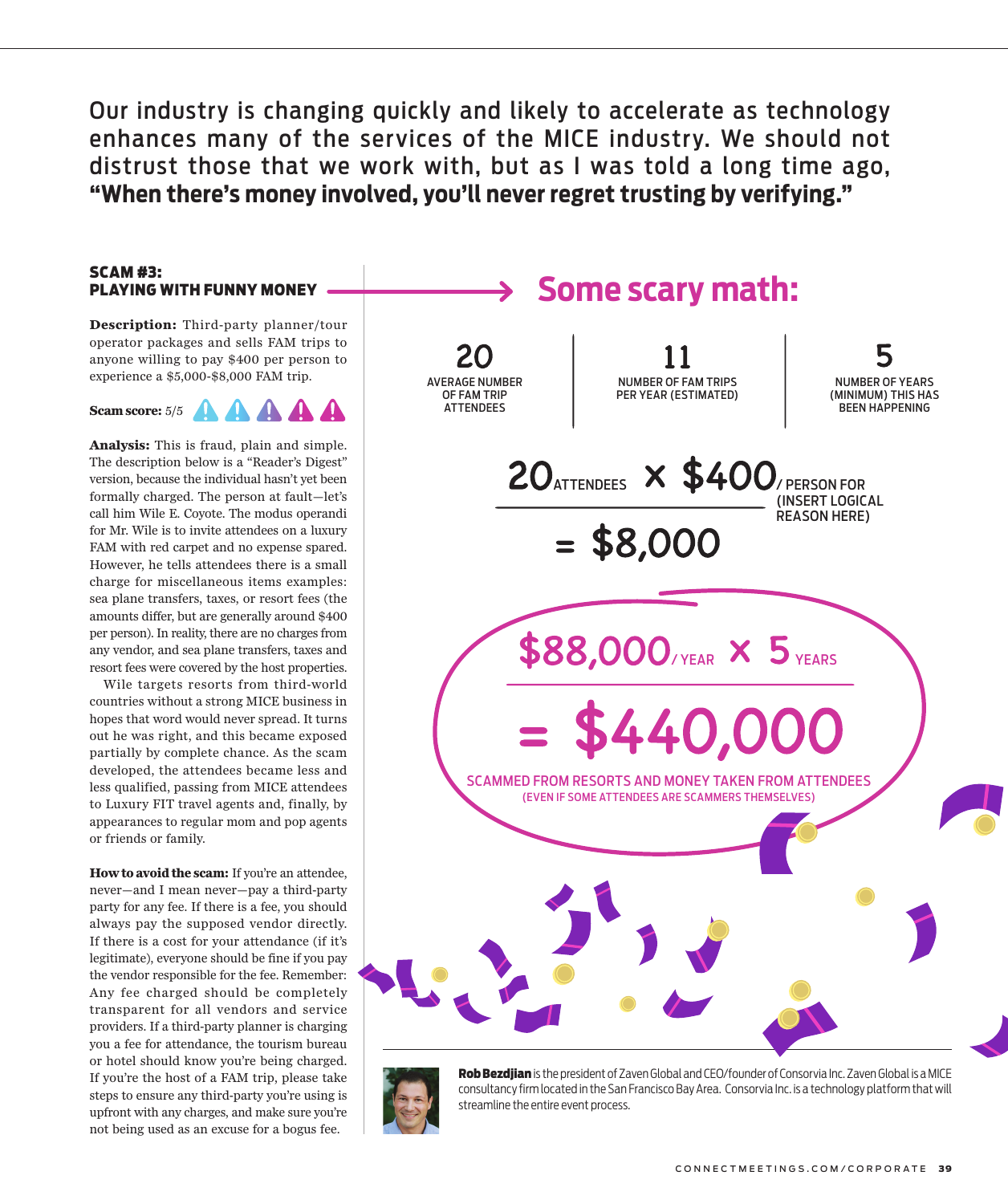Our industry is changing quickly and likely to accelerate as technology enhances many of the services of the MICE industry. We should not distrust those that we work with, but as I was told a long time ago, **"When there's money involved, you'll never regret trusting by verifying."**

## SCAM #3: PLAYING WITH FUNNY MONEY

**Description:** Third-party planner/tour operator packages and sells FAM trips to anyone willing to pay $400 per person to experience a $5,000-$8,000 FAM trip.

**Scam score:** 5/5

**Analysis:** This is fraud, plain and simple. The description below is a "Reader's Digest" version, because the individual hasn't yet been formally charged. The person at fault—let's call him Wile E. Coyote. The modus operandi for Mr. Wile is to invite attendees on a luxury FAM with red carpet and no expense spared. However, he tells attendees there is a small charge for miscellaneous items examples: sea plane transfers, taxes, or resort fees (the amounts differ, but are generally around $400 per person). In reality, there are no charges from any vendor, and sea plane transfers, taxes and resort fees were covered by the host properties.

Wile targets resorts from third-world countries without a strong MICE business in hopes that word would never spread. It turns out he was right, and this became exposed partially by complete chance. As the scam developed, the attendees became less and less qualified, passing from MICE attendees to Luxury FIT travel agents and, finally, by appearances to regular mom and pop agents or friends or family.

**How to avoid the scam:** If you're an attendee, never—and I mean never—pay a third-party party for any fee. If there is a fee, you should always pay the supposed vendor directly. If there is a cost for your attendance (if it's legitimate), everyone should be fine if you pay the vendor responsible for the fee. Remember: Any fee charged should be completely transparent for all vendors and service providers. If a third-party planner is charging you a fee for attendance, the tourism bureau or hotel should know you're being charged. If you're the host of a FAM trip, please take steps to ensure any third-party you're using is upfront with any charges, and make sure you're not being used as an excuse for a bogus fee.

## Some scary math:

20
AVERAGE NUMBER OF FAM TRIP ATTENDEES

11
NUMBER OF FAM TRIPS PER YEAR (ESTIMATED)

5
NUMBER OF YEARS (MINIMUM) THIS HAS BEEN HAPPENING

20 ATTENDEES × $400 / PERSON FOR (INSERT LOGICAL REASON HERE)
= $8,000

$88,000 / YEAR × 5 YEARS
= $440,000

SCAMMED FROM RESORTS AND MONEY TAKEN FROM ATTENDEES
(EVEN IF SOME ATTENDEES ARE SCAMMERS THEMSELVES)

**Rob Bezdjian** is the president of Zaven Global and CEO/founder of Consorvia Inc. Zaven Global is a MICE consultancy firm located in the San Francisco Bay Area. Consorvia Inc. is a technology platform that will streamline the entire event process.